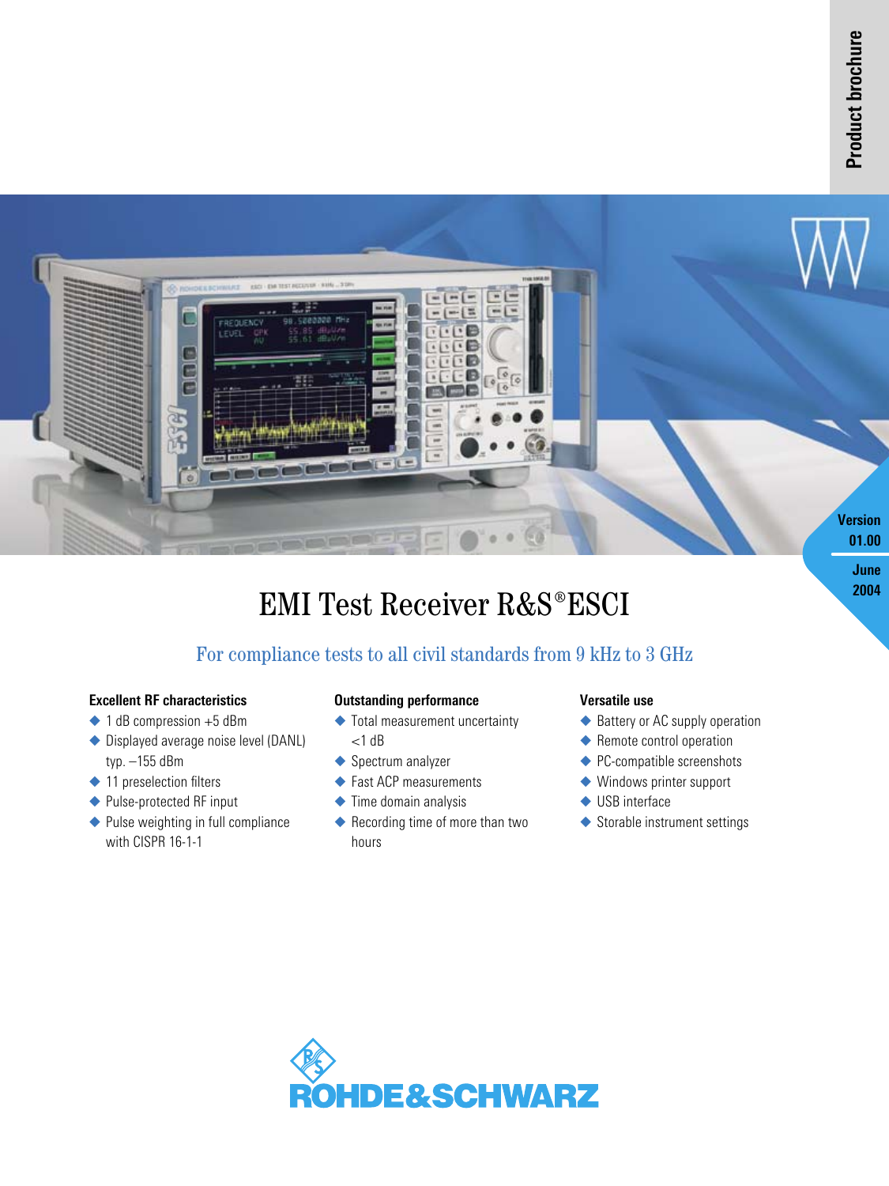Product brochure

Version 01.00

June 2004

# EMI Test Receiver R&S®ESCI

## For compliance tests to all civil standards from 9 kHz to 3 GHz

### Excellent RF characteristics

- 1 dB compression +5 dBm
- Displayed average noise level (DANL) typ. –155 dBm
- 11 preselection filters
- Pulse-protected RF input
- Pulse weighting in full compliance with CISPR 16-1-1

### Outstanding performance

- Total measurement uncertainty <1 dB
- Spectrum analyzer
- Fast ACP measurements
- Time domain analysis
- Recording time of more than two hours

### Versatile use

- Battery or AC supply operation
- Remote control operation
- PC-compatible screenshots
- Windows printer support
- USB interface
- Storable instrument settings

ROHDE&SCHWARZ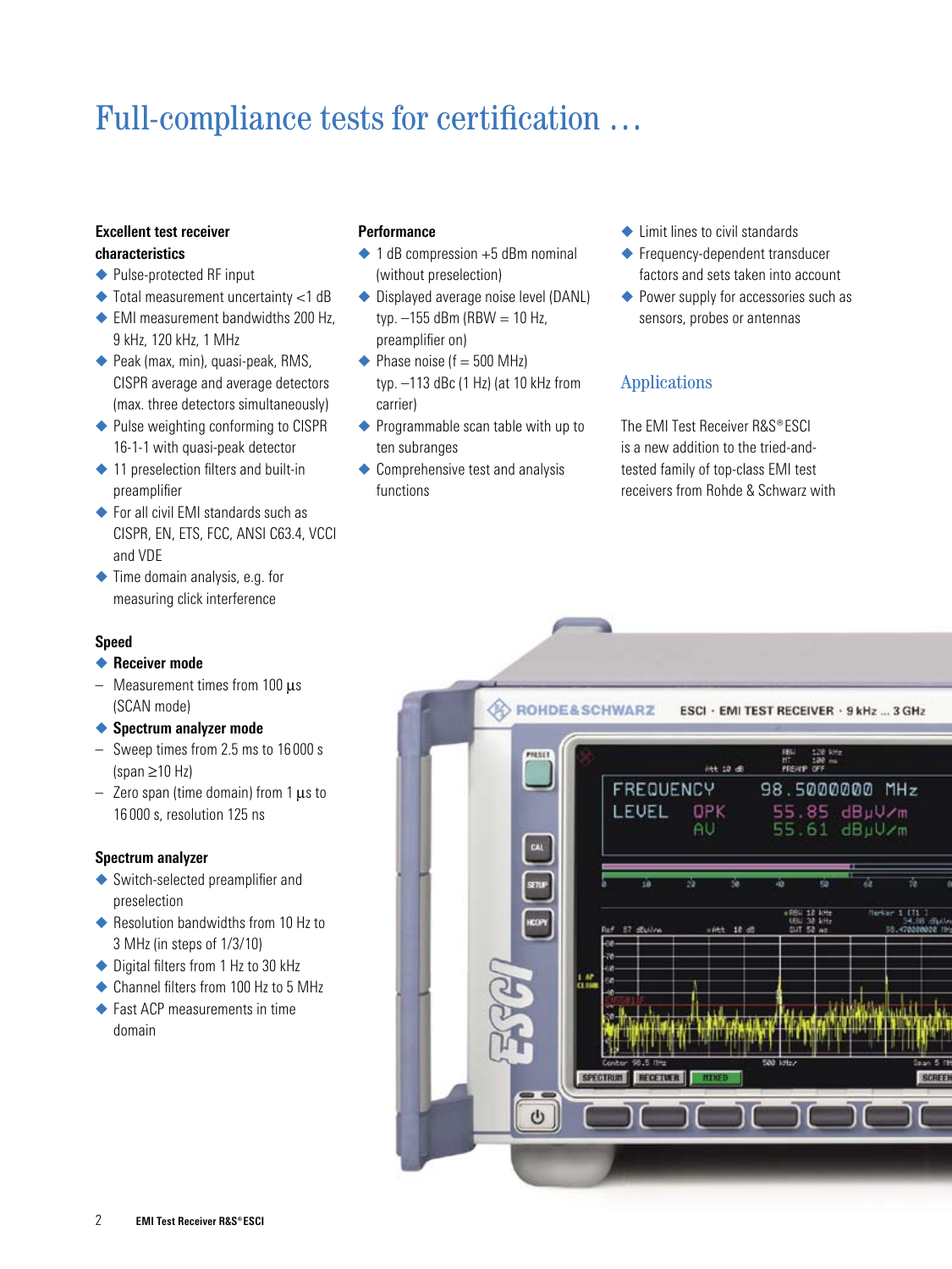# Full-compliance tests for certification …

### Excellent test receiver characteristics

- Pulse-protected RF input
- Total measurement uncertainty <1 dB
- EMI measurement bandwidths 200 Hz, 9 kHz, 120 kHz, 1 MHz
- Peak (max, min), quasi-peak, RMS, CISPR average and average detectors (max. three detectors simultaneously)
- Pulse weighting conforming to CISPR 16-1-1 with quasi-peak detector
- 11 preselection filters and built-in preamplifier
- For all civil EMI standards such as CISPR, EN, ETS, FCC, ANSI C63.4, VCCI and VDE
- Time domain analysis, e.g. for measuring click interference

### Speed

- **Receiver mode**
  - Measurement times from 100 µs (SCAN mode)
- **Spectrum analyzer mode**
  - Sweep times from 2.5 ms to 16000 s (span ≥10 Hz)
  - Zero span (time domain) from 1 µs to 16000 s, resolution 125 ns

### Spectrum analyzer

- Switch-selected preamplifier and preselection
- Resolution bandwidths from 10 Hz to 3 MHz (in steps of 1/3/10)
- Digital filters from 1 Hz to 30 kHz
- Channel filters from 100 Hz to 5 MHz
- Fast ACP measurements in time domain

### Performance

- 1 dB compression +5 dBm nominal (without preselection)
- Displayed average noise level (DANL) typ. –155 dBm (RBW = 10 Hz, preamplifier on)
- Phase noise (f = 500 MHz) typ. –113 dBc (1 Hz) (at 10 kHz from carrier)
- Programmable scan table with up to ten subranges
- Comprehensive test and analysis functions
- Limit lines to civil standards
- Frequency-dependent transducer factors and sets taken into account
- Power supply for accessories such as sensors, probes or antennas

## Applications

The EMI Test Receiver R&S®ESCI is a new addition to the tried-and-tested family of top-class EMI test receivers from Rohde & Schwarz with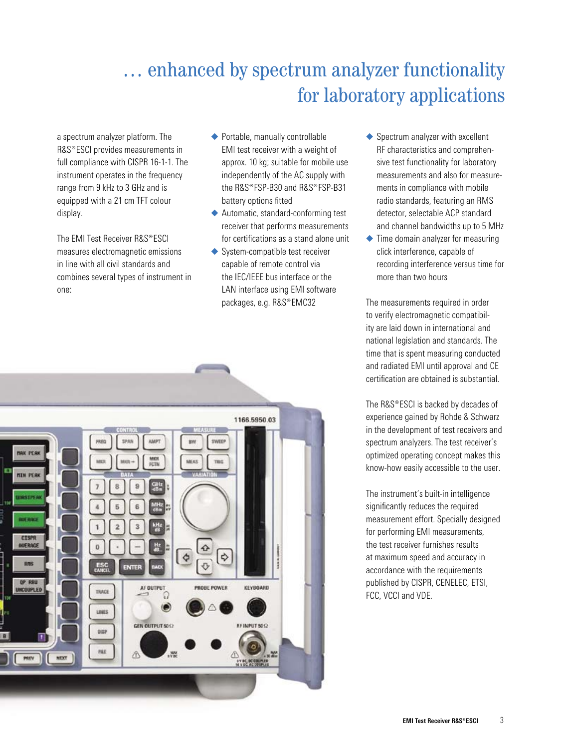# … enhanced by spectrum analyzer functionality for laboratory applications

a spectrum analyzer platform. The R&S®ESCI provides measurements in full compliance with CISPR 16-1-1. The instrument operates in the frequency range from 9 kHz to 3 GHz and is equipped with a 21 cm TFT colour display.

The EMI Test Receiver R&S®ESCI measures electromagnetic emissions in line with all civil standards and combines several types of instrument in one:

- Portable, manually controllable EMI test receiver with a weight of approx. 10 kg; suitable for mobile use independently of the AC supply with the R&S®FSP-B30 and R&S®FSP-B31 battery options fitted
- Automatic, standard-conforming test receiver that performs measurements for certifications as a stand alone unit
- System-compatible test receiver capable of remote control via the IEC/IEEE bus interface or the LAN interface using EMI software packages, e.g. R&S®EMC32
- Spectrum analyzer with excellent RF characteristics and comprehensive test functionality for laboratory measurements and also for measurements in compliance with mobile radio standards, featuring an RMS detector, selectable ACP standard and channel bandwidths up to 5 MHz
- Time domain analyzer for measuring click interference, capable of recording interference versus time for more than two hours

The measurements required in order to verify electromagnetic compatibility are laid down in international and national legislation and standards. The time that is spent measuring conducted and radiated EMI until approval and CE certification are obtained is substantial.

The R&S®ESCI is backed by decades of experience gained by Rohde & Schwarz in the development of test receivers and spectrum analyzers. The test receiver's optimized operating concept makes this know-how easily accessible to the user.

The instrument's built-in intelligence significantly reduces the required measurement effort. Specially designed for performing EMI measurements, the test receiver furnishes results at maximum speed and accuracy in accordance with the requirements published by CISPR, CENELEC, ETSI, FCC, VCCI and VDE.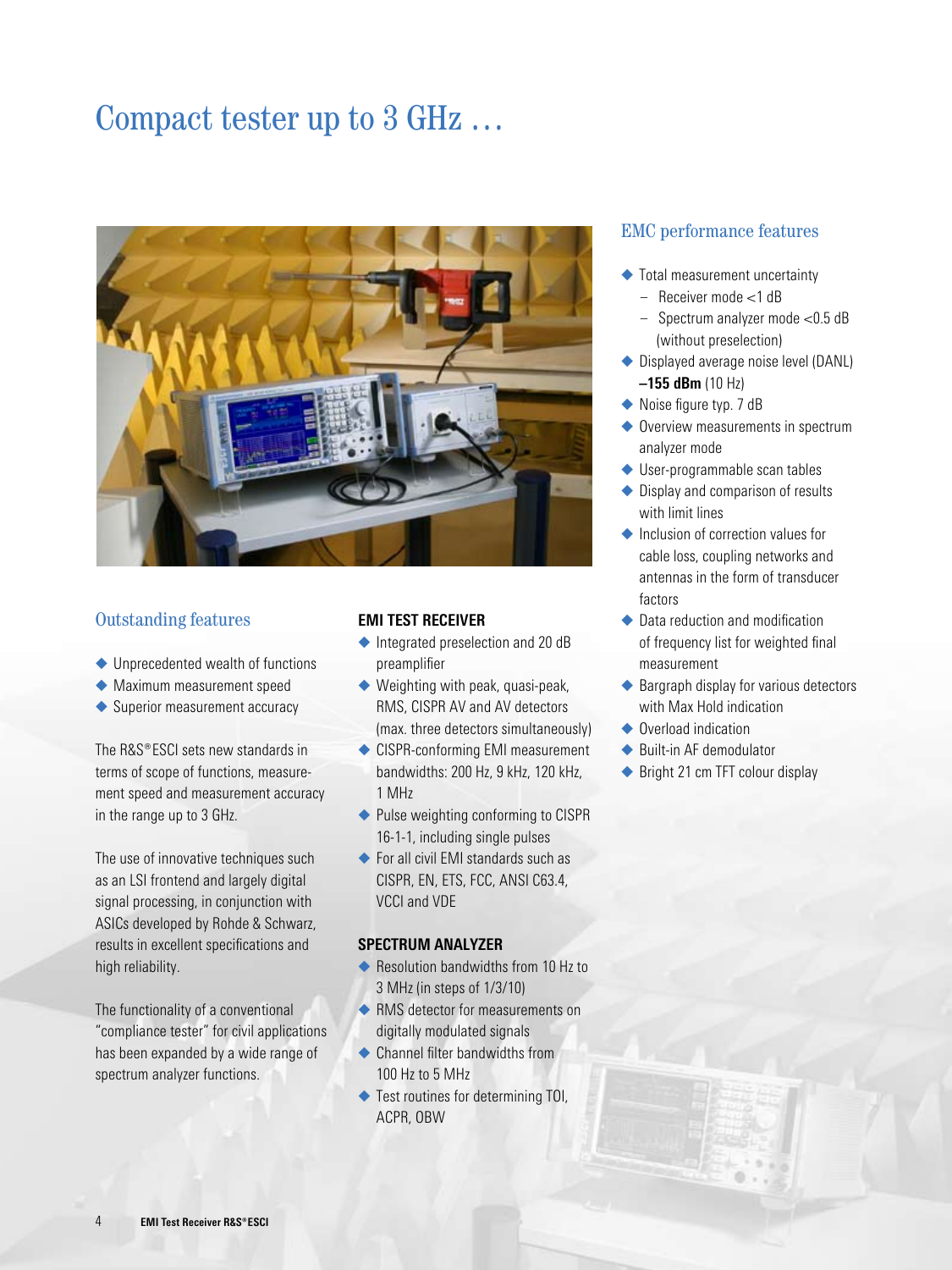# Compact tester up to 3 GHz …

## Outstanding features

- Unprecedented wealth of functions
- Maximum measurement speed
- Superior measurement accuracy

The R&S®ESCI sets new standards in terms of scope of functions, measurement speed and measurement accuracy in the range up to 3 GHz.

The use of innovative techniques such as an LSI frontend and largely digital signal processing, in conjunction with ASICs developed by Rohde & Schwarz, results in excellent specifications and high reliability.

The functionality of a conventional "compliance tester" for civil applications has been expanded by a wide range of spectrum analyzer functions.

### EMI TEST RECEIVER

- Integrated preselection and 20 dB preamplifier
- Weighting with peak, quasi-peak, RMS, CISPR AV and AV detectors (max. three detectors simultaneously)
- CISPR-conforming EMI measurement bandwidths: 200 Hz, 9 kHz, 120 kHz, 1 MHz
- Pulse weighting conforming to CISPR 16-1-1, including single pulses
- For all civil EMI standards such as CISPR, EN, ETS, FCC, ANSI C63.4, VCCI and VDE

### SPECTRUM ANALYZER

- Resolution bandwidths from 10 Hz to 3 MHz (in steps of 1/3/10)
- RMS detector for measurements on digitally modulated signals
- Channel filter bandwidths from 100 Hz to 5 MHz
- Test routines for determining TOI, ACPR, OBW

## EMC performance features

- Total measurement uncertainty
  - Receiver mode <1 dB
  - Spectrum analyzer mode <0.5 dB (without preselection)
- Displayed average noise level (DANL) **–155 dBm** (10 Hz)
- Noise figure typ. 7 dB
- Overview measurements in spectrum analyzer mode
- User-programmable scan tables
- Display and comparison of results with limit lines
- Inclusion of correction values for cable loss, coupling networks and antennas in the form of transducer factors
- Data reduction and modification of frequency list for weighted final measurement
- Bargraph display for various detectors with Max Hold indication
- Overload indication
- Built-in AF demodulator
- Bright 21 cm TFT colour display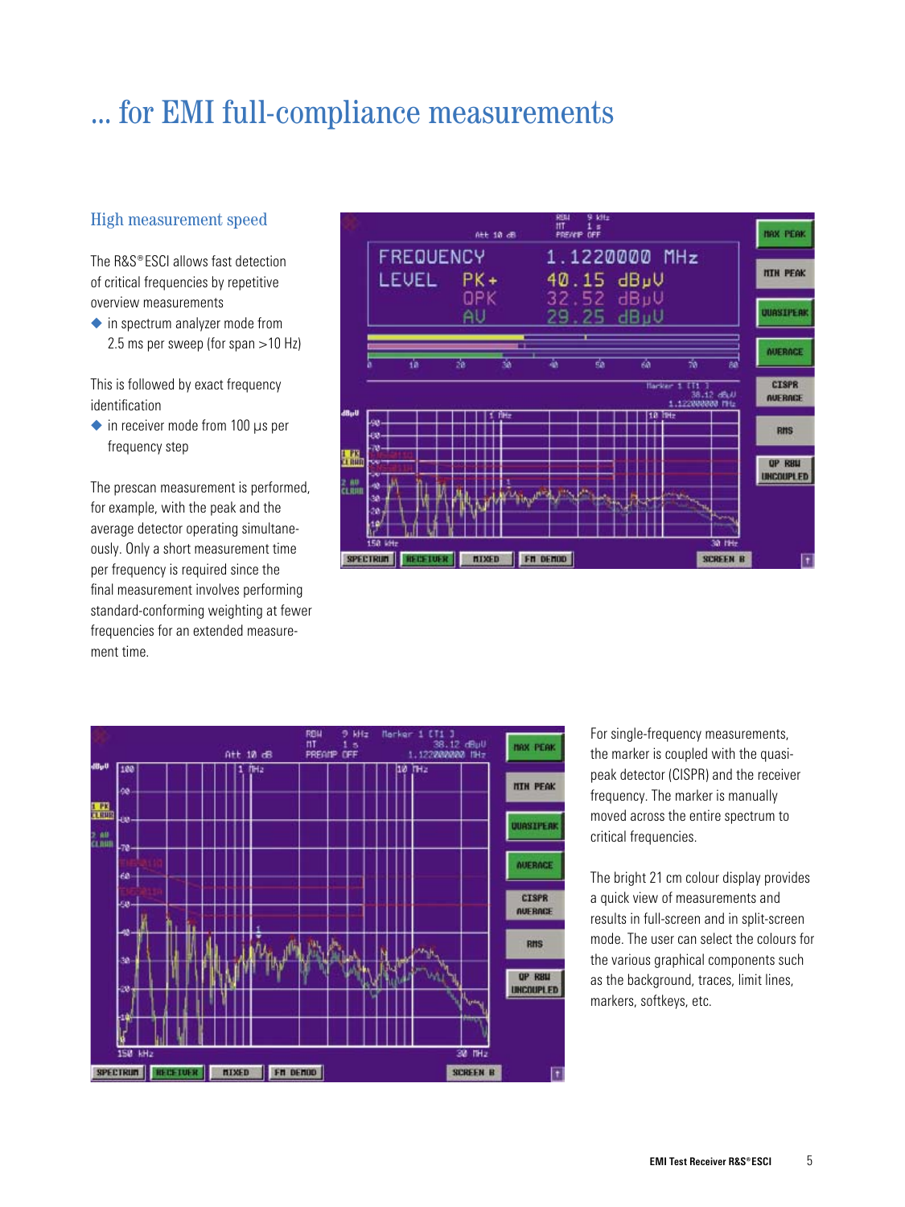# ... for EMI full-compliance measurements

## High measurement speed

The R&S®ESCI allows fast detection of critical frequencies by repetitive overview measurements

- in spectrum analyzer mode from 2.5 ms per sweep (for span >10 Hz)

This is followed by exact frequency identification

- in receiver mode from 100 µs per frequency step

The prescan measurement is performed, for example, with the peak and the average detector operating simultaneously. Only a short measurement time per frequency is required since the final measurement involves performing standard-conforming weighting at fewer frequencies for an extended measurement time.

For single-frequency measurements, the marker is coupled with the quasi-peak detector (CISPR) and the receiver frequency. The marker is manually moved across the entire spectrum to critical frequencies.

The bright 21 cm colour display provides a quick view of measurements and results in full-screen and in split-screen mode. The user can select the colours for the various graphical components such as the background, traces, limit lines, markers, softkeys, etc.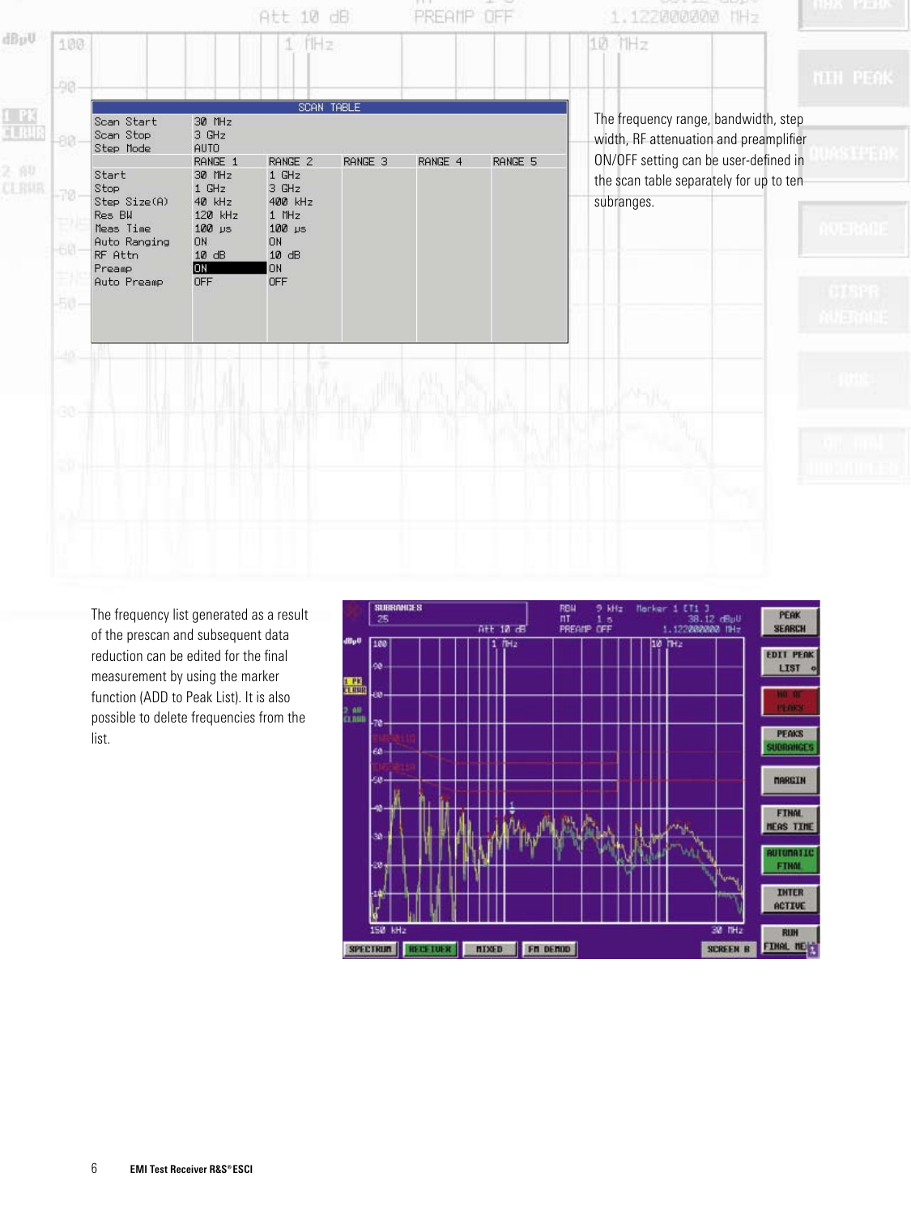The frequency range, bandwidth, step width, RF attenuation and preamplifier ON/OFF setting can be user-defined in the scan table separately for up to ten subranges.

The frequency list generated as a result of the prescan and subsequent data reduction can be edited for the final measurement by using the marker function (ADD to Peak List). It is also possible to delete frequencies from the list.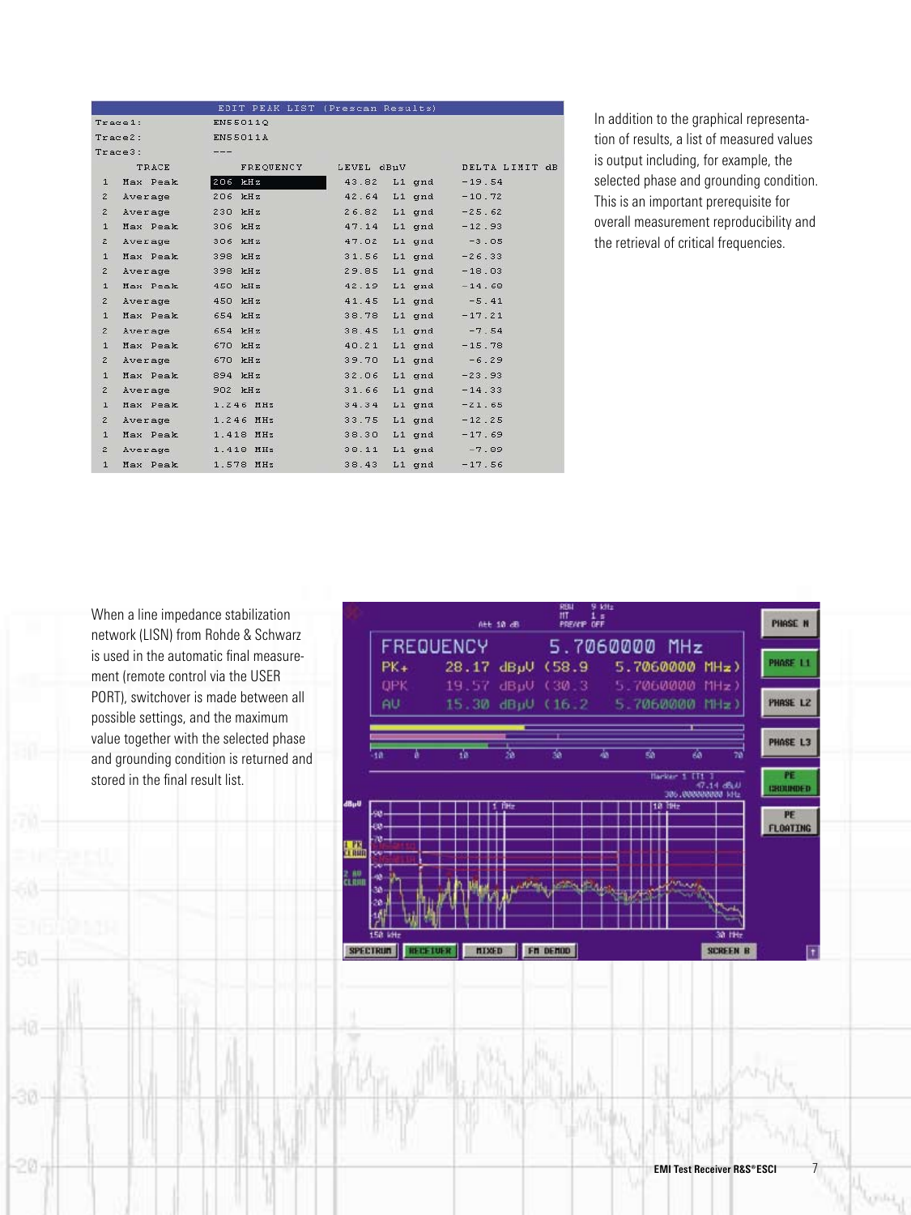| EDIT PEAK LIST (Prescan Results) | | | | |
|---|---|---|---|---|
| Trace1: | EN55011Q | | | |
| Trace2: | EN55011A | | | |
| Trace3: | --- | | | |
| TRACE | | FREQUENCY | LEVEL dBµV | DELTA LIMIT dB |
| 1 | Max Peak | 206 kHz | 43.82 L1 gnd | -19.54 |
| 2 | Average | 206 kHz | 42.64 L1 gnd | -10.72 |
| 2 | Average | 230 kHz | 26.82 L1 gnd | -25.62 |
| 1 | Max Peak | 306 kHz | 47.14 L1 gnd | -12.93 |
| 2 | Average | 306 kHz | 47.02 L1 gnd | -3.05 |
| 1 | Max Peak | 398 kHz | 31.56 L1 gnd | -26.33 |
| 2 | Average | 398 kHz | 29.85 L1 gnd | -18.03 |
| 1 | Max Peak | 450 kHz | 42.19 L1 gnd | -14.60 |
| 2 | Average | 450 kHz | 41.45 L1 gnd | -5.41 |
| 1 | Max Peak | 654 kHz | 38.78 L1 gnd | -17.21 |
| 2 | Average | 654 kHz | 38.45 L1 gnd | -7.54 |
| 1 | Max Peak | 670 kHz | 40.21 L1 gnd | -15.78 |
| 2 | Average | 670 kHz | 39.70 L1 gnd | -6.29 |
| 1 | Max Peak | 894 kHz | 32.06 L1 gnd | -23.93 |
| 2 | Average | 902 kHz | 31.66 L1 gnd | -14.33 |
| 1 | Max Peak | 1.246 MHz | 34.34 L1 gnd | -21.65 |
| 2 | Average | 1.246 MHz | 33.75 L1 gnd | -12.25 |
| 1 | Max Peak | 1.418 MHz | 38.30 L1 gnd | -17.69 |
| 2 | Average | 1.418 MHz | 38.11 L1 gnd | -7.89 |
| 1 | Max Peak | 1.578 MHz | 38.43 L1 gnd | -17.56 |

In addition to the graphical representation of results, a list of measured values is output including, for example, the selected phase and grounding condition. This is an important prerequisite for overall measurement reproducibility and the retrieval of critical frequencies.

When a line impedance stabilization network (LISN) from Rohde & Schwarz is used in the automatic final measurement (remote control via the USER PORT), switchover is made between all possible settings, and the maximum value together with the selected phase and grounding condition is returned and stored in the final result list.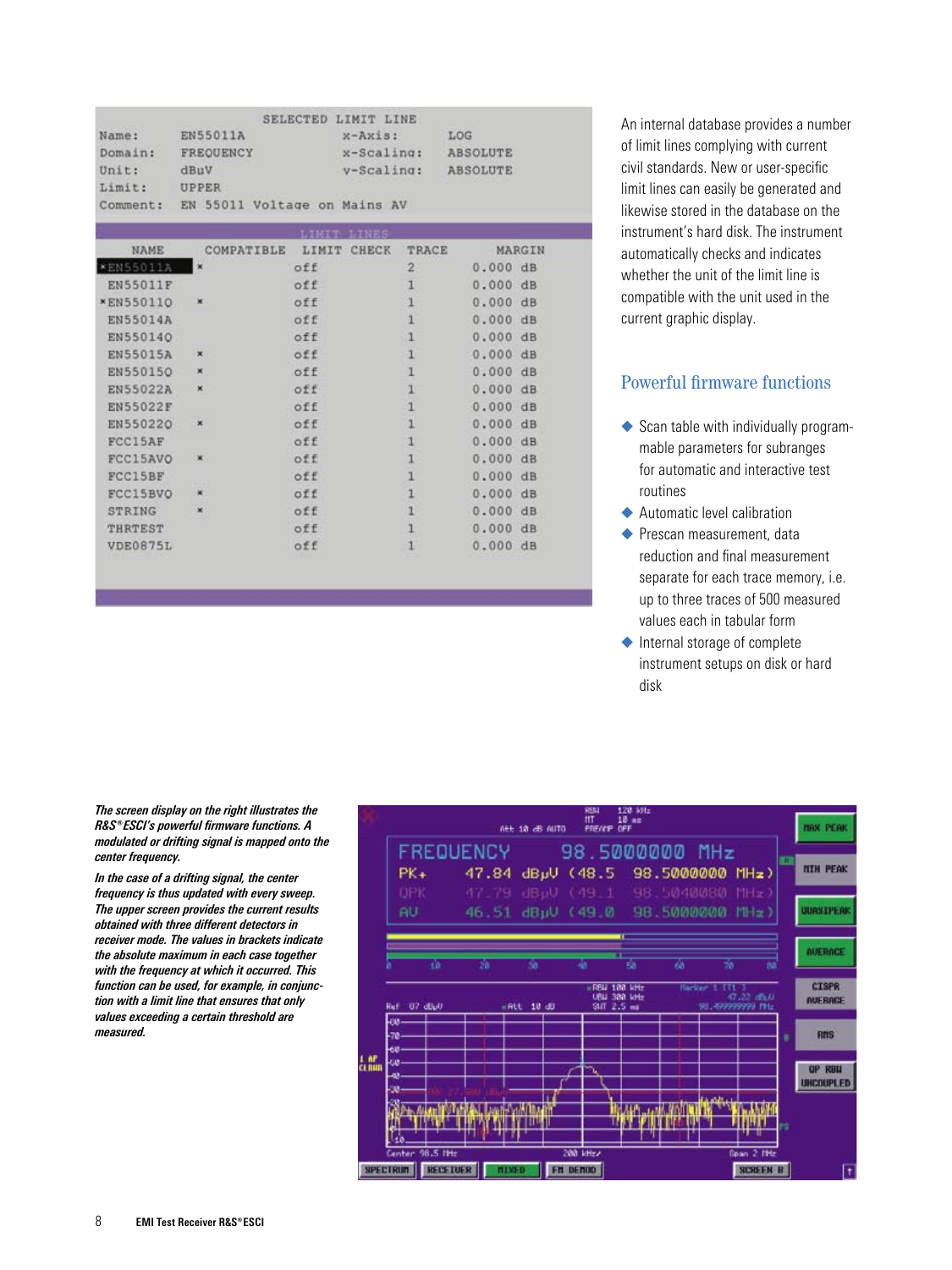An internal database provides a number of limit lines complying with current civil standards. New or user-specific limit lines can easily be generated and likewise stored in the database on the instrument's hard disk. The instrument automatically checks and indicates whether the unit of the limit line is compatible with the unit used in the current graphic display.

## Powerful firmware functions

- Scan table with individually programmable parameters for subranges for automatic and interactive test routines
- Automatic level calibration
- Prescan measurement, data reduction and final measurement separate for each trace memory, i.e. up to three traces of 500 measured values each in tabular form
- Internal storage of complete instrument setups on disk or hard disk

*The screen display on the right illustrates the R&S®ESCI's powerful firmware functions. A modulated or drifting signal is mapped onto the center frequency.*

*In the case of a drifting signal, the center frequency is thus updated with every sweep. The upper screen provides the current results obtained with three different detectors in receiver mode. The values in brackets indicate the absolute maximum in each case together with the frequency at which it occurred. This function can be used, for example, in conjunction with a limit line that ensures that only values exceeding a certain threshold are measured.*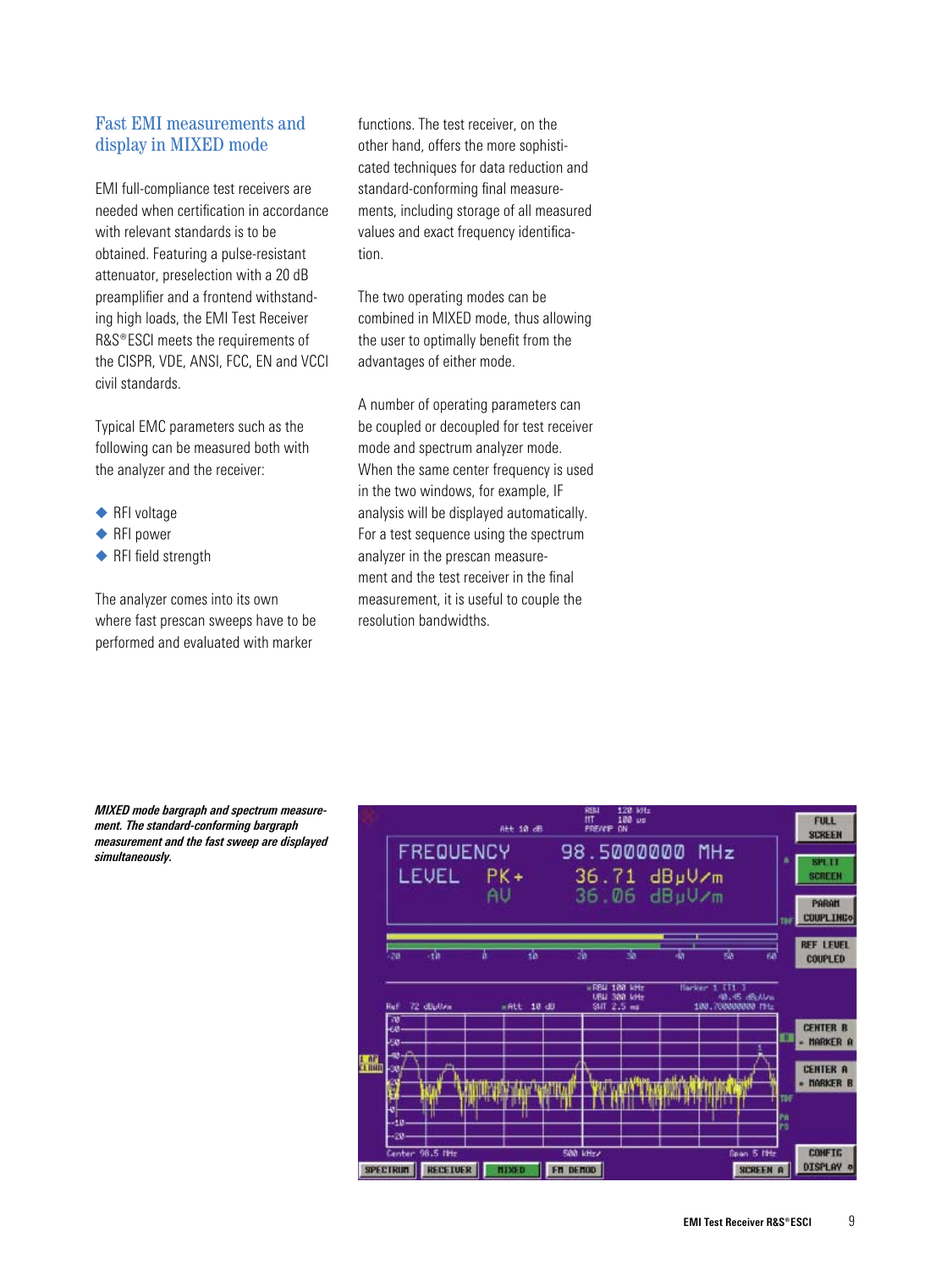## Fast EMI measurements and display in MIXED mode

EMI full-compliance test receivers are needed when certification in accordance with relevant standards is to be obtained. Featuring a pulse-resistant attenuator, preselection with a 20 dB preamplifier and a frontend withstanding high loads, the EMI Test Receiver R&S®ESCI meets the requirements of the CISPR, VDE, ANSI, FCC, EN and VCCI civil standards.

Typical EMC parameters such as the following can be measured both with the analyzer and the receiver:

- RFI voltage
- RFI power
- RFI field strength

The analyzer comes into its own where fast prescan sweeps have to be performed and evaluated with marker functions. The test receiver, on the other hand, offers the more sophisticated techniques for data reduction and standard-conforming final measurements, including storage of all measured values and exact frequency identification.

The two operating modes can be combined in MIXED mode, thus allowing the user to optimally benefit from the advantages of either mode.

A number of operating parameters can be coupled or decoupled for test receiver mode and spectrum analyzer mode. When the same center frequency is used in the two windows, for example, IF analysis will be displayed automatically. For a test sequence using the spectrum analyzer in the prescan measurement and the test receiver in the final measurement, it is useful to couple the resolution bandwidths.

***MIXED mode bargraph and spectrum measurement. The standard-conforming bargraph measurement and the fast sweep are displayed simultaneously.***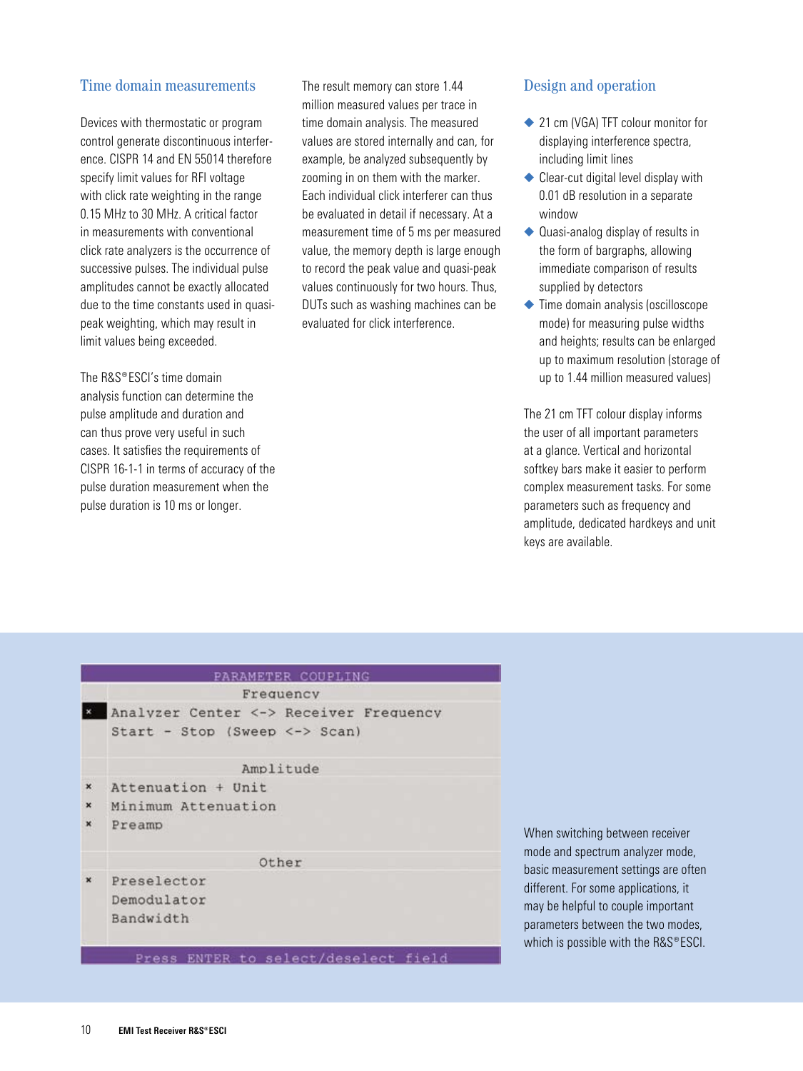## Time domain measurements

Devices with thermostatic or program control generate discontinuous interference. CISPR 14 and EN 55014 therefore specify limit values for RFI voltage with click rate weighting in the range 0.15 MHz to 30 MHz. A critical factor in measurements with conventional click rate analyzers is the occurrence of successive pulses. The individual pulse amplitudes cannot be exactly allocated due to the time constants used in quasi-peak weighting, which may result in limit values being exceeded.

The R&S®ESCI's time domain analysis function can determine the pulse amplitude and duration and can thus prove very useful in such cases. It satisfies the requirements of CISPR 16-1-1 in terms of accuracy of the pulse duration measurement when the pulse duration is 10 ms or longer.

The result memory can store 1.44 million measured values per trace in time domain analysis. The measured values are stored internally and can, for example, be analyzed subsequently by zooming in on them with the marker. Each individual click interferer can thus be evaluated in detail if necessary. At a measurement time of 5 ms per measured value, the memory depth is large enough to record the peak value and quasi-peak values continuously for two hours. Thus, DUTs such as washing machines can be evaluated for click interference.

## Design and operation

- 21 cm (VGA) TFT colour monitor for displaying interference spectra, including limit lines
- Clear-cut digital level display with 0.01 dB resolution in a separate window
- Quasi-analog display of results in the form of bargraphs, allowing immediate comparison of results supplied by detectors
- Time domain analysis (oscilloscope mode) for measuring pulse widths and heights; results can be enlarged up to maximum resolution (storage of up to 1.44 million measured values)

The 21 cm TFT colour display informs the user of all important parameters at a glance. Vertical and horizontal softkey bars make it easier to perform complex measurement tasks. For some parameters such as frequency and amplitude, dedicated hardkeys and unit keys are available.

```
PARAMETER COUPLING
              Frequency
×  Analyzer Center <-> Receiver Frequency
   Start - Stop (Sweep <-> Scan)

              Amplitude
×  Attenuation + Unit
×  Minimum Attenuation
×  Preamp

              Other
×  Preselector
   Demodulator
   Bandwidth
Press ENTER to select/deselect field
```

When switching between receiver mode and spectrum analyzer mode, basic measurement settings are often different. For some applications, it may be helpful to couple important parameters between the two modes, which is possible with the R&S®ESCI.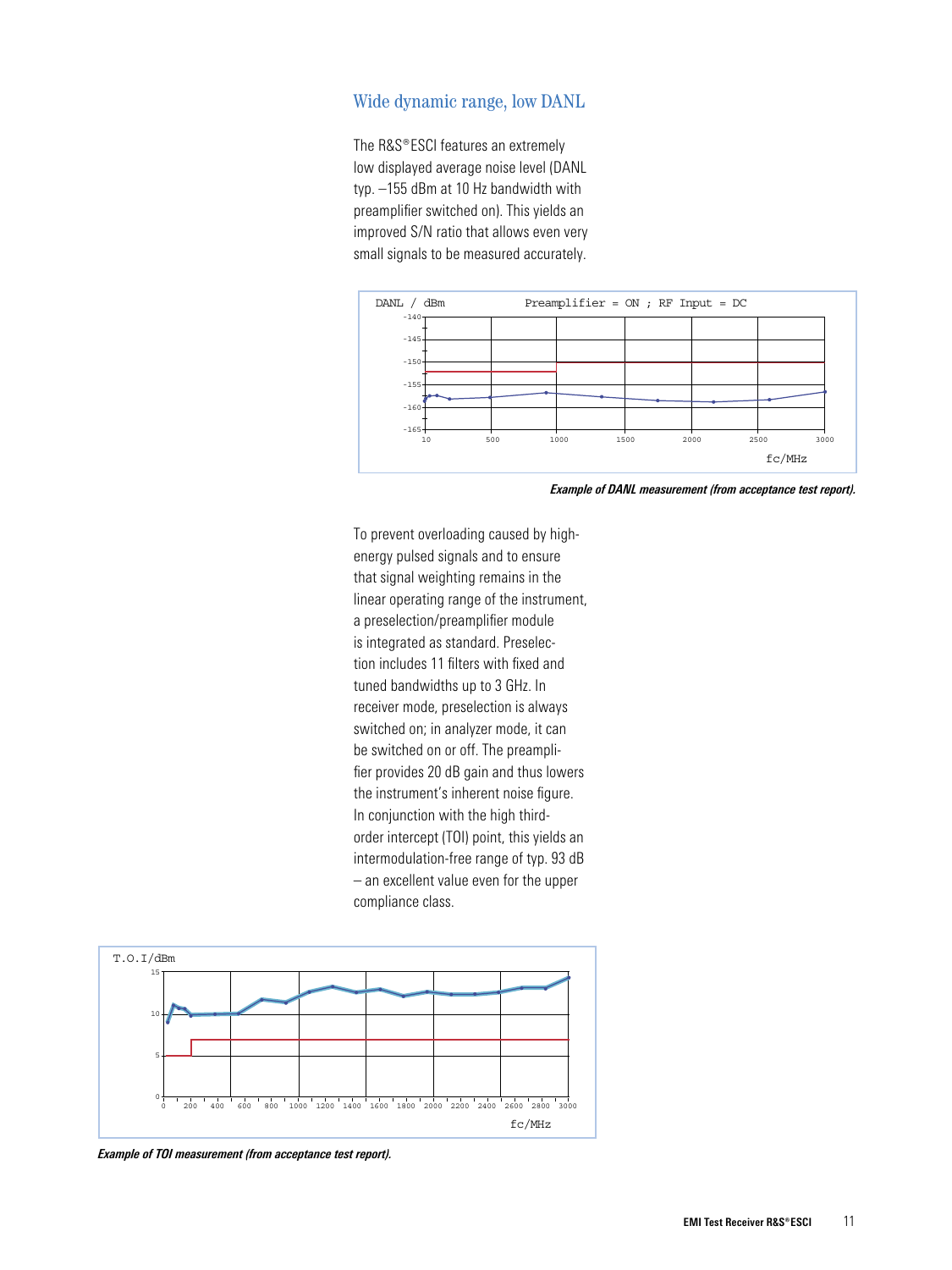## Wide dynamic range, low DANL

The R&S®ESCI features an extremely low displayed average noise level (DANL typ. –155 dBm at 10 Hz bandwidth with preamplifier switched on). This yields an improved S/N ratio that allows even very small signals to be measured accurately.

*Example of DANL measurement (from acceptance test report).*

To prevent overloading caused by high-energy pulsed signals and to ensure that signal weighting remains in the linear operating range of the instrument, a preselection/preamplifier module is integrated as standard. Preselection includes 11 filters with fixed and tuned bandwidths up to 3 GHz. In receiver mode, preselection is always switched on; in analyzer mode, it can be switched on or off. The preamplifier provides 20 dB gain and thus lowers the instrument's inherent noise figure. In conjunction with the high third-order intercept (TOI) point, this yields an intermodulation-free range of typ. 93 dB – an excellent value even for the upper compliance class.

*Example of TOI measurement (from acceptance test report).*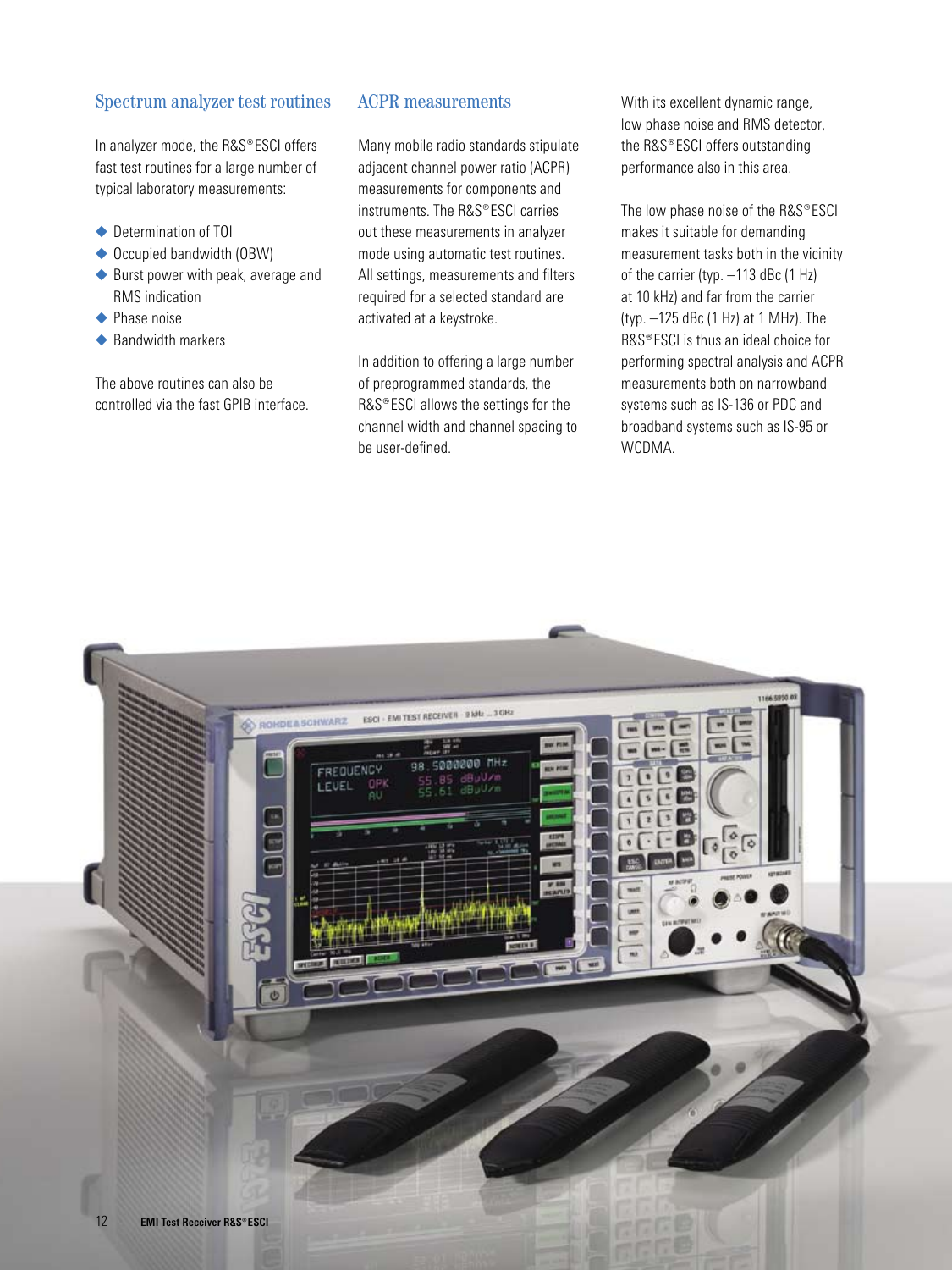## Spectrum analyzer test routines

In analyzer mode, the R&S®ESCI offers fast test routines for a large number of typical laboratory measurements:

- Determination of TOI
- Occupied bandwidth (OBW)
- Burst power with peak, average and RMS indication
- Phase noise
- Bandwidth markers

The above routines can also be controlled via the fast GPIB interface.

## ACPR measurements

Many mobile radio standards stipulate adjacent channel power ratio (ACPR) measurements for components and instruments. The R&S®ESCI carries out these measurements in analyzer mode using automatic test routines. All settings, measurements and filters required for a selected standard are activated at a keystroke.

In addition to offering a large number of preprogrammed standards, the R&S®ESCI allows the settings for the channel width and channel spacing to be user-defined.

With its excellent dynamic range, low phase noise and RMS detector, the R&S®ESCI offers outstanding performance also in this area.

The low phase noise of the R&S®ESCI makes it suitable for demanding measurement tasks both in the vicinity of the carrier (typ. –113 dBc (1 Hz) at 10 kHz) and far from the carrier (typ. –125 dBc (1 Hz) at 1 MHz). The R&S®ESCI is thus an ideal choice for performing spectral analysis and ACPR measurements both on narrowband systems such as IS-136 or PDC and broadband systems such as IS-95 or WCDMA.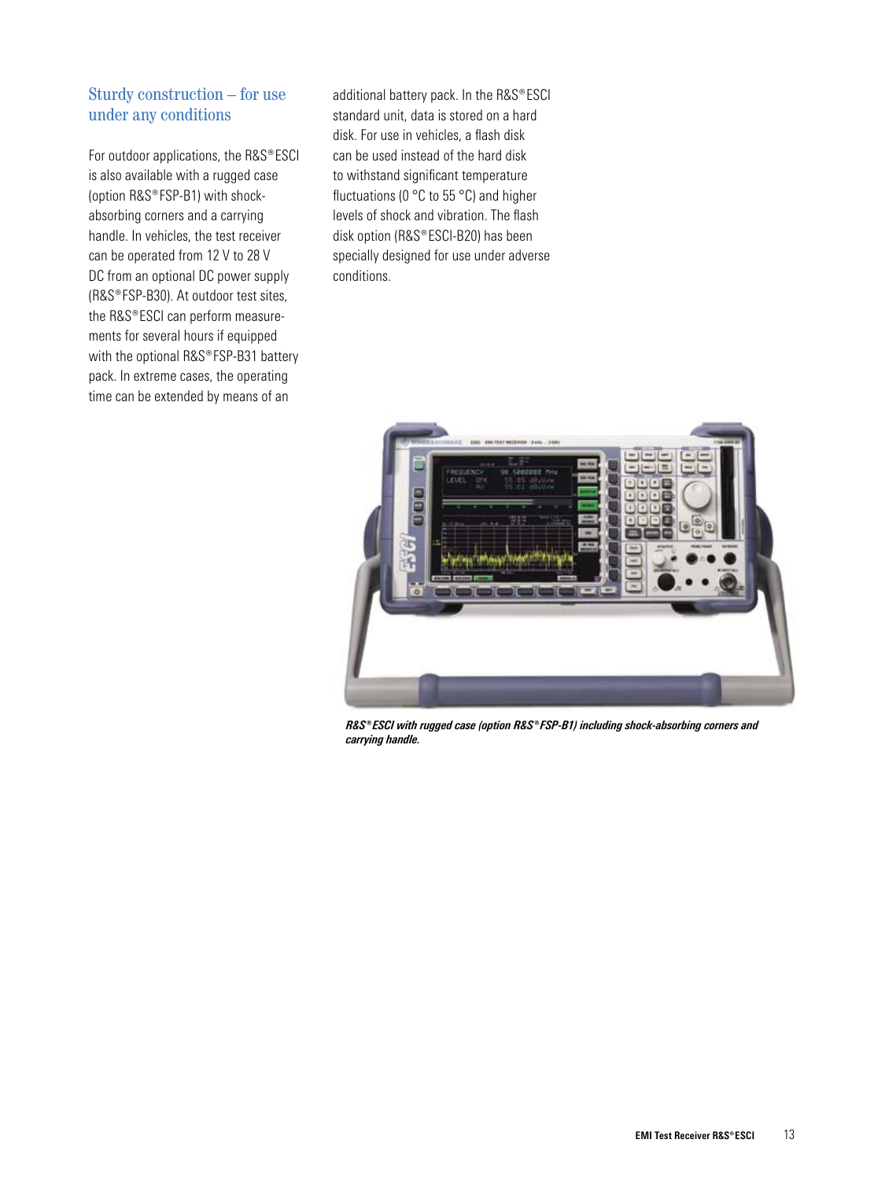## Sturdy construction – for use under any conditions

For outdoor applications, the R&S®ESCI is also available with a rugged case (option R&S®FSP-B1) with shock-absorbing corners and a carrying handle. In vehicles, the test receiver can be operated from 12 V to 28 V DC from an optional DC power supply (R&S®FSP-B30). At outdoor test sites, the R&S®ESCI can perform measurements for several hours if equipped with the optional R&S®FSP-B31 battery pack. In extreme cases, the operating time can be extended by means of an additional battery pack. In the R&S®ESCI standard unit, data is stored on a hard disk. For use in vehicles, a flash disk can be used instead of the hard disk to withstand significant temperature fluctuations (0 °C to 55 °C) and higher levels of shock and vibration. The flash disk option (R&S®ESCI-B20) has been specially designed for use under adverse conditions.

***R&S®ESCI with rugged case (option R&S®FSP-B1) including shock-absorbing corners and carrying handle.***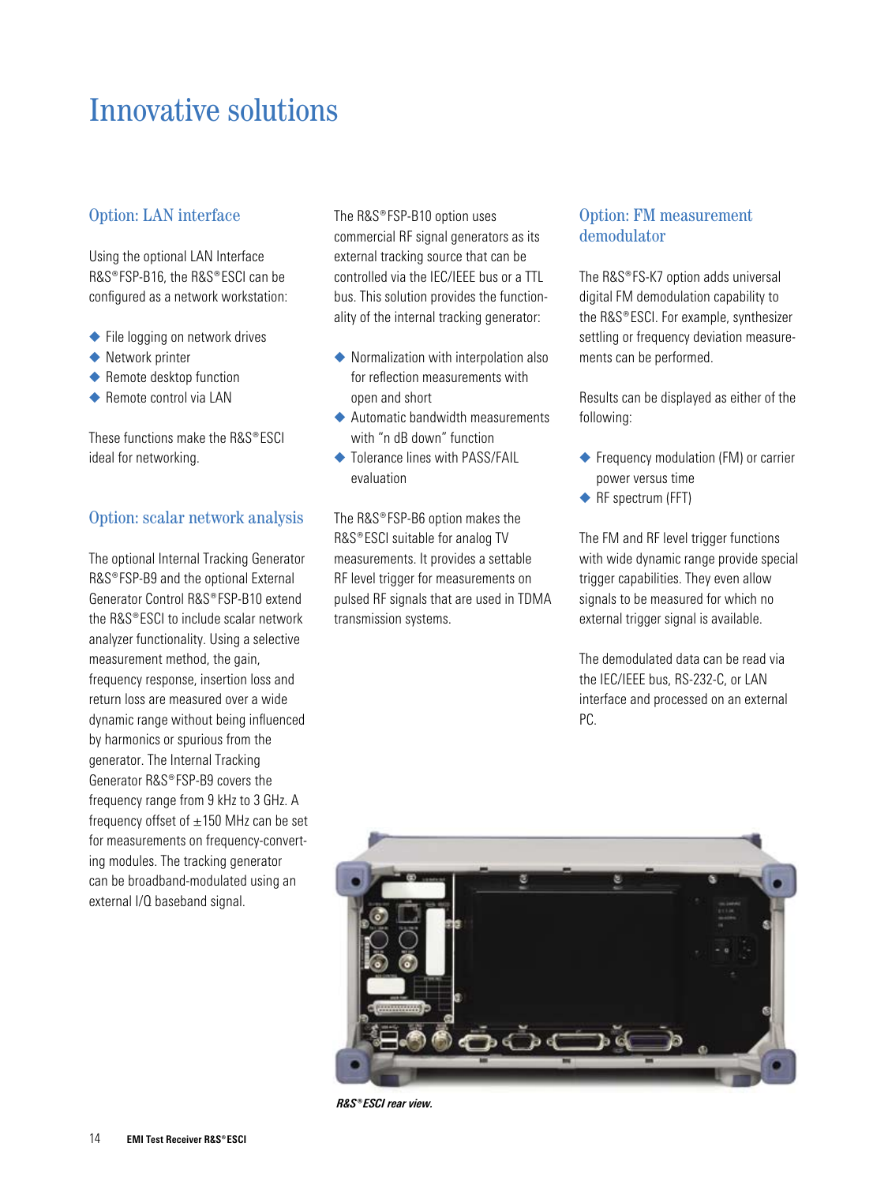# Innovative solutions

## Option: LAN interface

Using the optional LAN Interface R&S®FSP-B16, the R&S®ESCI can be configured as a network workstation:

- File logging on network drives
- Network printer
- Remote desktop function
- Remote control via LAN

These functions make the R&S®ESCI ideal for networking.

## Option: scalar network analysis

The optional Internal Tracking Generator R&S®FSP-B9 and the optional External Generator Control R&S®FSP-B10 extend the R&S®ESCI to include scalar network analyzer functionality. Using a selective measurement method, the gain, frequency response, insertion loss and return loss are measured over a wide dynamic range without being influenced by harmonics or spurious from the generator. The Internal Tracking Generator R&S®FSP-B9 covers the frequency range from 9 kHz to 3 GHz. A frequency offset of ±150 MHz can be set for measurements on frequency-converting modules. The tracking generator can be broadband-modulated using an external I/Q baseband signal.

The R&S®FSP-B10 option uses commercial RF signal generators as its external tracking source that can be controlled via the IEC/IEEE bus or a TTL bus. This solution provides the functionality of the internal tracking generator:

- Normalization with interpolation also for reflection measurements with open and short
- Automatic bandwidth measurements with "n dB down" function
- Tolerance lines with PASS/FAIL evaluation

The R&S®FSP-B6 option makes the R&S®ESCI suitable for analog TV measurements. It provides a settable RF level trigger for measurements on pulsed RF signals that are used in TDMA transmission systems.

## Option: FM measurement demodulator

The R&S®FS-K7 option adds universal digital FM demodulation capability to the R&S®ESCI. For example, synthesizer settling or frequency deviation measurements can be performed.

Results can be displayed as either of the following:

- Frequency modulation (FM) or carrier power versus time
- RF spectrum (FFT)

The FM and RF level trigger functions with wide dynamic range provide special trigger capabilities. They even allow signals to be measured for which no external trigger signal is available.

The demodulated data can be read via the IEC/IEEE bus, RS-232-C, or LAN interface and processed on an external PC.

*R&S®ESCI rear view.*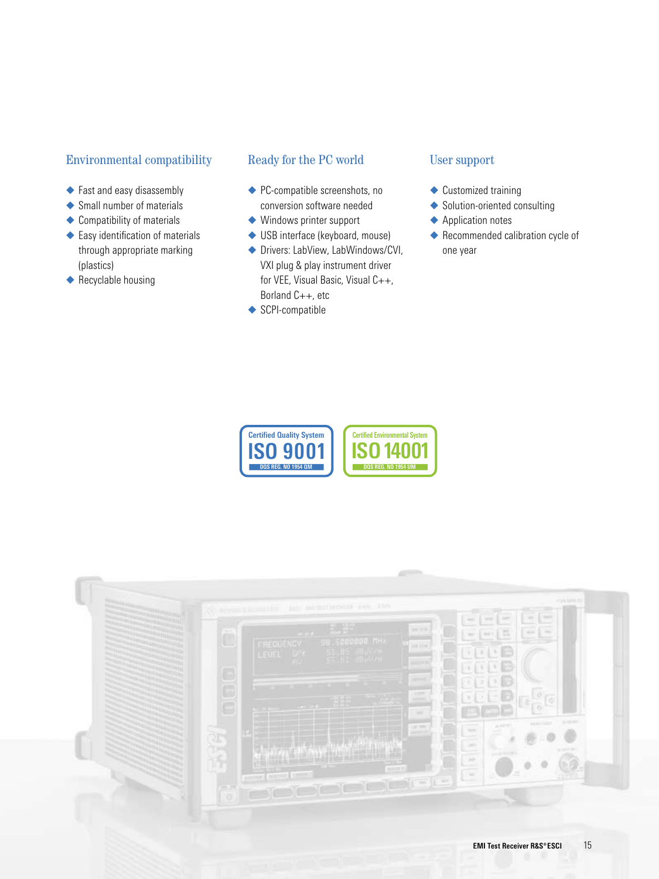## Environmental compatibility

- Fast and easy disassembly
- Small number of materials
- Compatibility of materials
- Easy identification of materials through appropriate marking (plastics)
- Recyclable housing

## Ready for the PC world

- PC-compatible screenshots, no conversion software needed
- Windows printer support
- USB interface (keyboard, mouse)
- Drivers: LabView, LabWindows/CVI, VXI plug & play instrument driver for VEE, Visual Basic, Visual C++, Borland C++, etc
- SCPI-compatible

## User support

- Customized training
- Solution-oriented consulting
- Application notes
- Recommended calibration cycle of one year

Certified Quality System ISO 9001 DQS REG. NO 1954 QM

Certified Environmental System ISO 14001 DQS REG. NO 1954 UM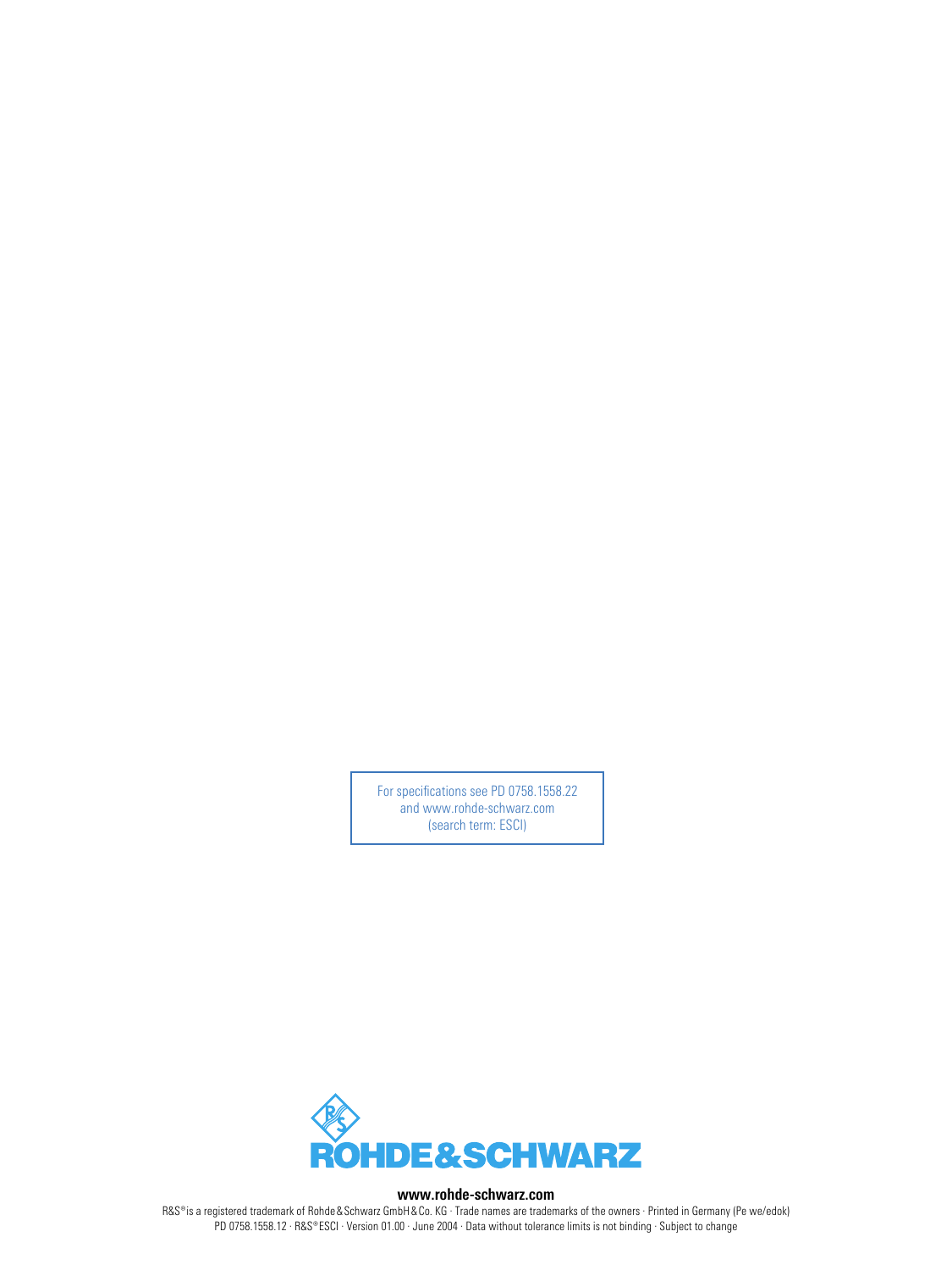For specifications see PD 0758.1558.22
and www.rohde-schwarz.com
(search term: ESCI)

ROHDE&SCHWARZ

**www.rohde-schwarz.com**

R&S®is a registered trademark of Rohde&Schwarz GmbH&Co. KG · Trade names are trademarks of the owners · Printed in Germany (Pe we/edok)
PD 0758.1558.12 · R&S®ESCI · Version 01.00 · June 2004 · Data without tolerance limits is not binding · Subject to change